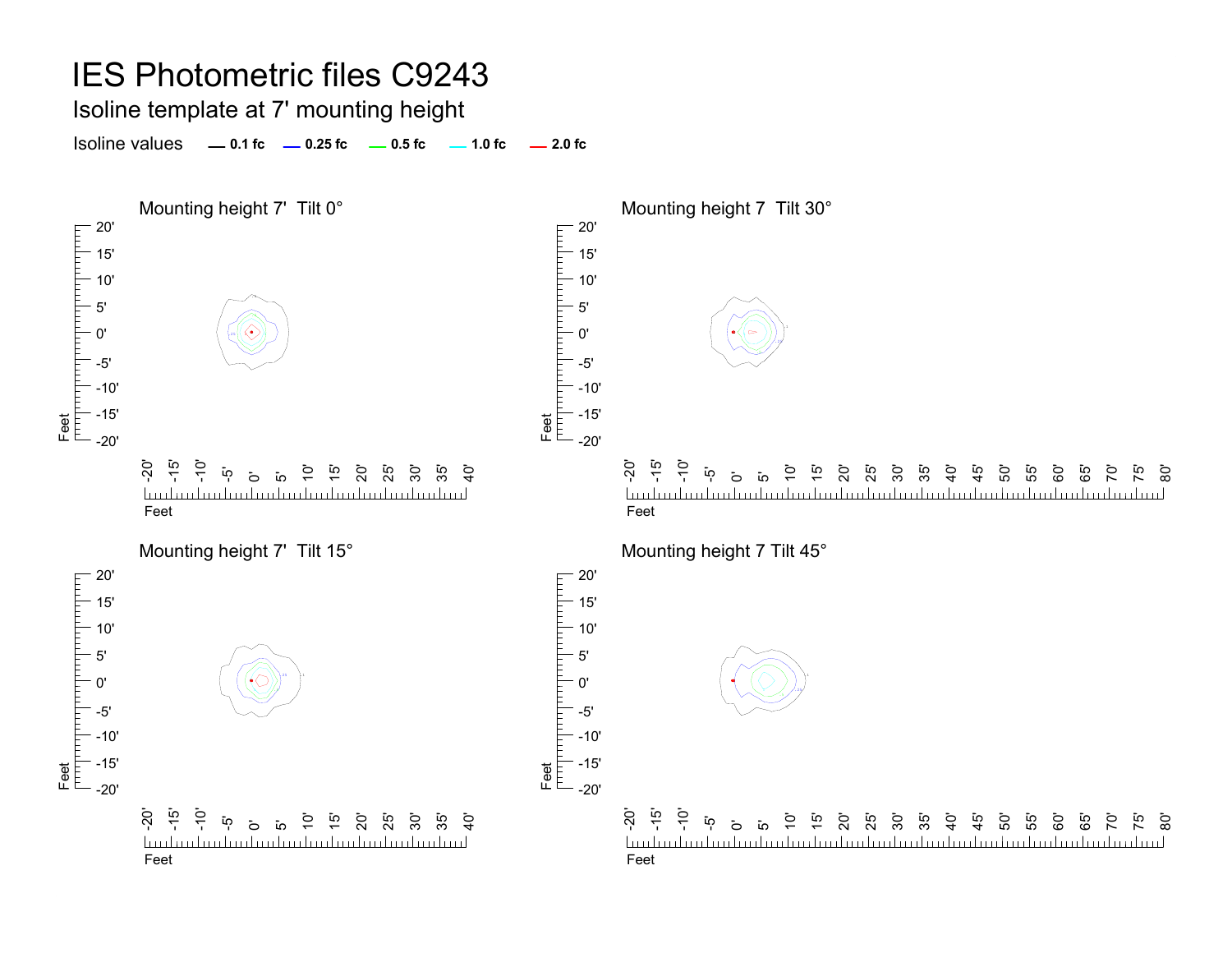# IES Photometric files C9243

## Isoline template at 7' mounting height

Isoline values — 0.1 fc — 0.25 fc — 0.5 fc — 1.0 fc — 2.0 fc

### Mounting height 7' Tilt 0°

### Mounting height 7 Tilt 30°

### Mounting height 7' Tilt 15°

### Mounting height 7 Tilt 45°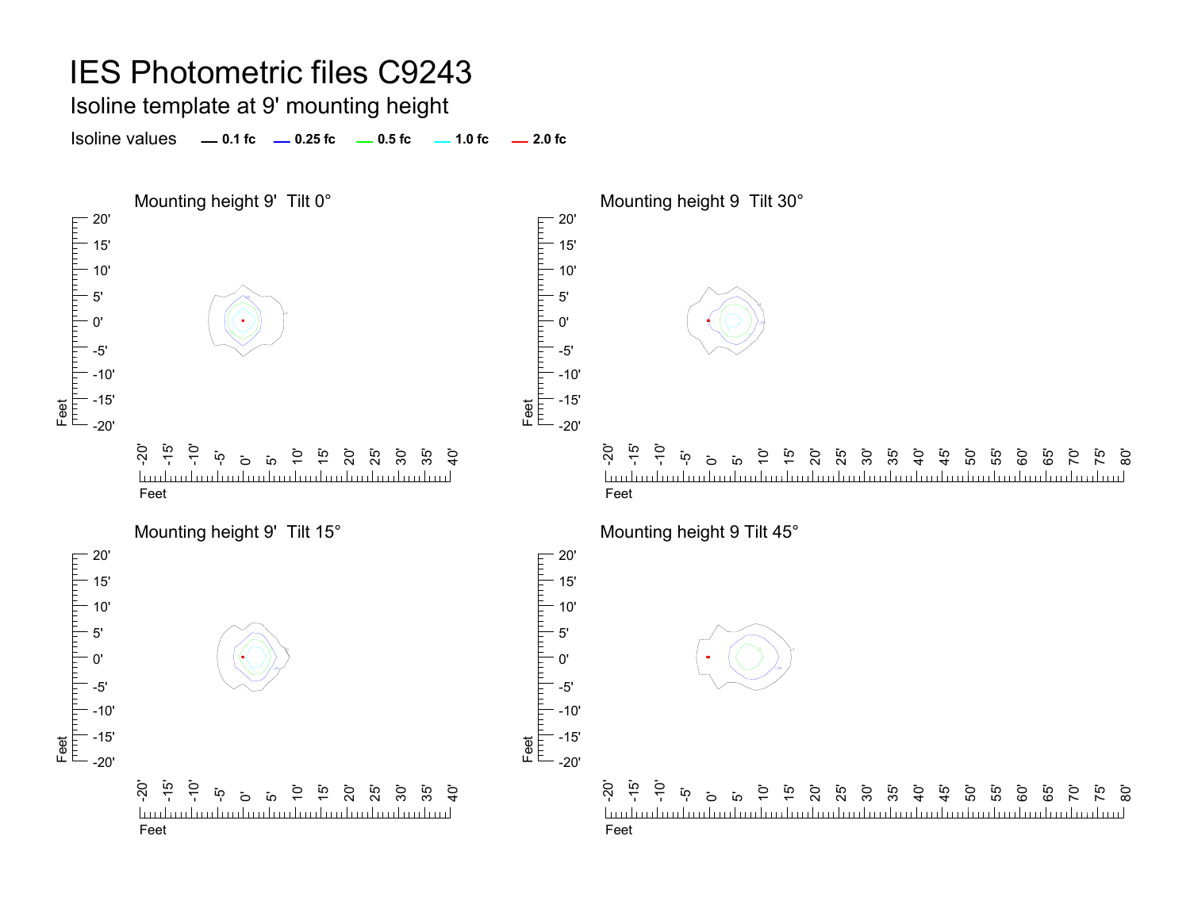# IES Photometric files C9243

## Isoline template at 9' mounting height

Isoline values — 0.1 fc — 0.25 fc — 0.5 fc — 1.0 fc — 2.0 fc

### Mounting height 9' Tilt 0°

### Mounting height 9 Tilt 30°

### Mounting height 9' Tilt 15°

### Mounting height 9 Tilt 45°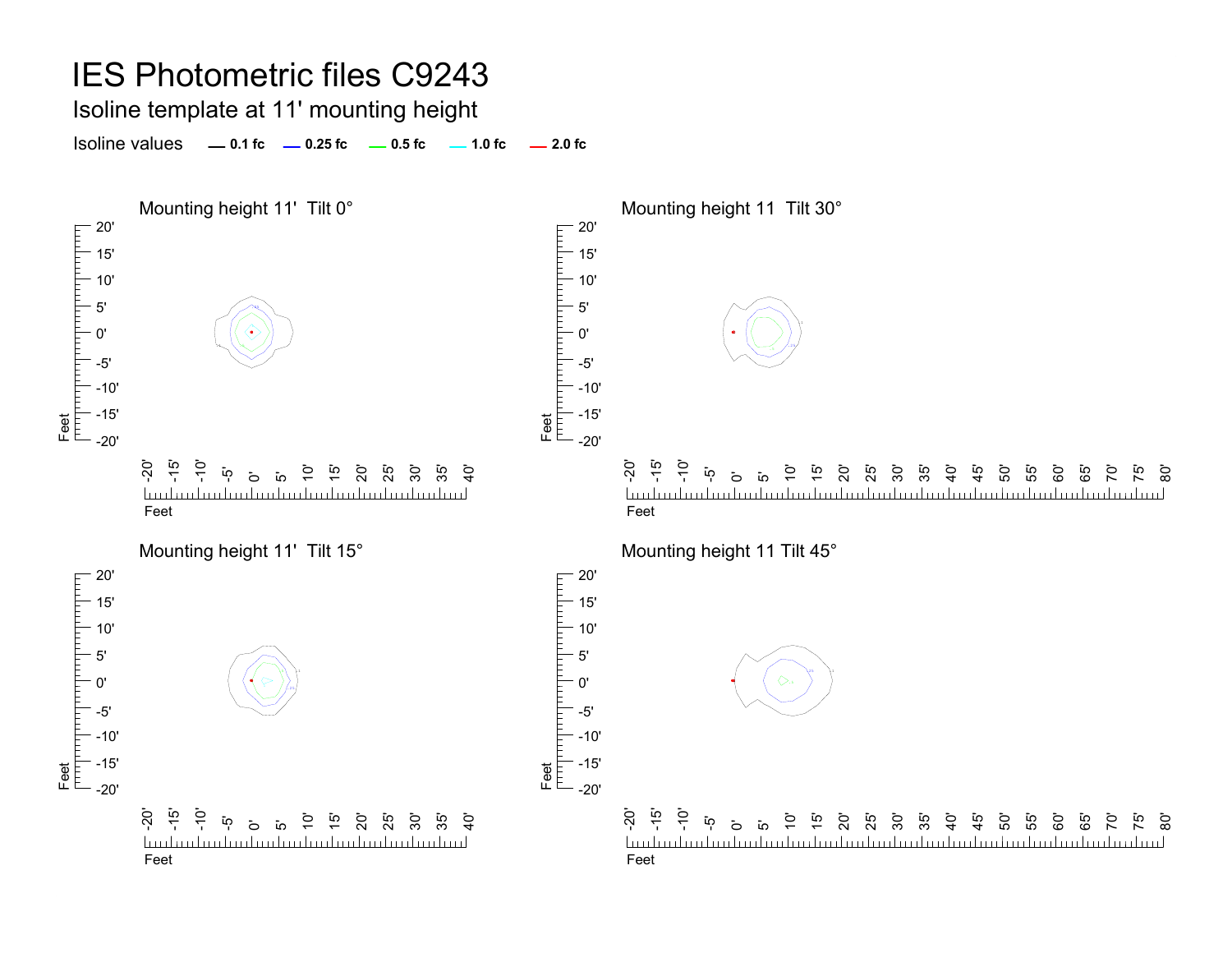# IES Photometric files C9243

## Isoline template at 11' mounting height

Isoline values — 0.1 fc — 0.25 fc — 0.5 fc — 1.0 fc — 2.0 fc

### Mounting height 11' Tilt 0°

### Mounting height 11 Tilt 30°

### Mounting height 11' Tilt 15°

### Mounting height 11 Tilt 45°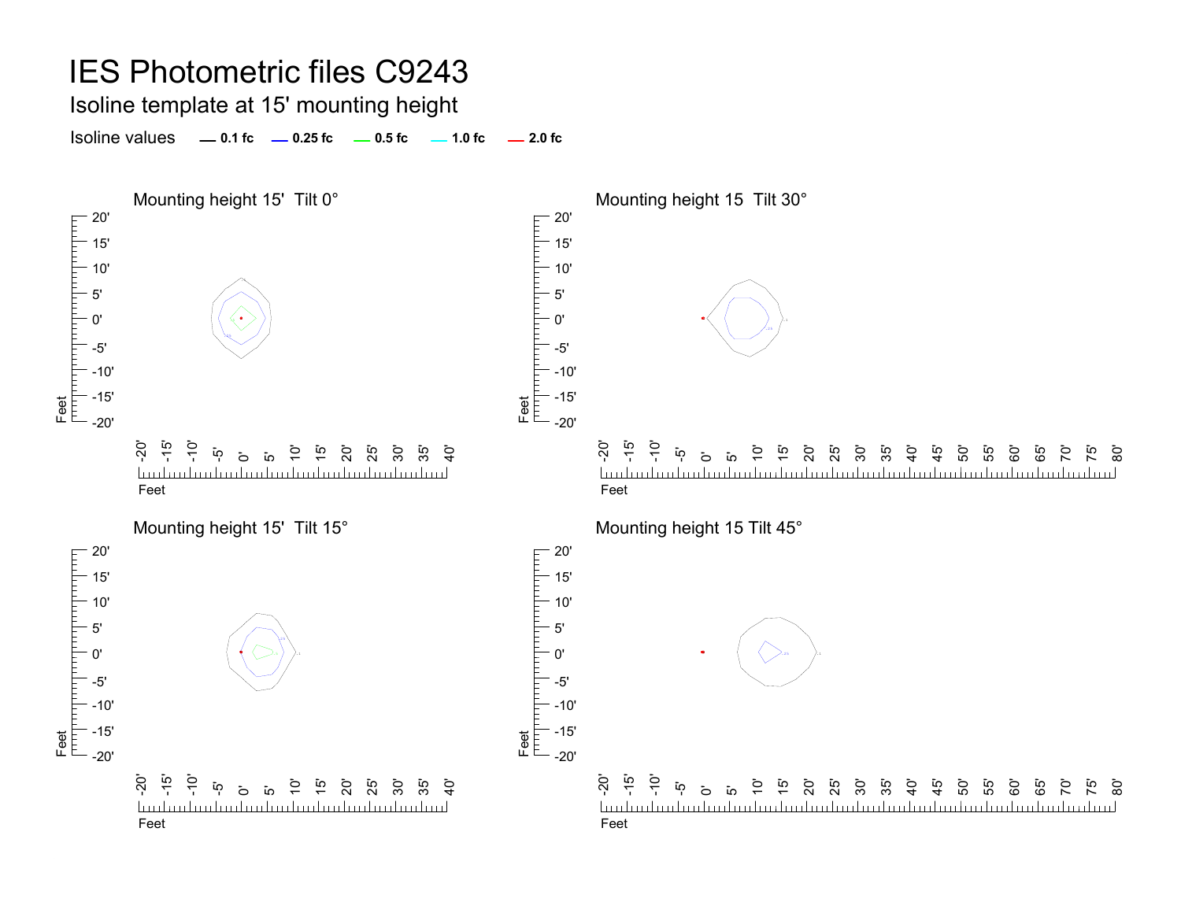# IES Photometric files C9243

## Isoline template at 15' mounting height

Isoline values — 0.1 fc — 0.25 fc — 0.5 fc — 1.0 fc — 2.0 fc

### Mounting height 15' Tilt 0°

### Mounting height 15 Tilt 30°

### Mounting height 15' Tilt 15°

### Mounting height 15 Tilt 45°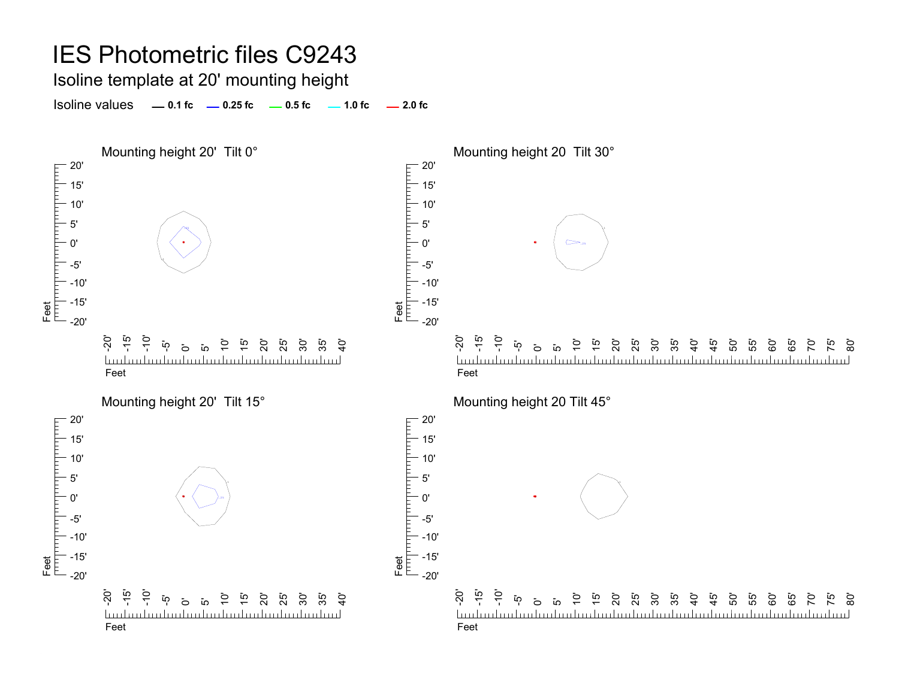# IES Photometric files C9243

## Isoline template at 20' mounting height

Isoline values — 0.1 fc — 0.25 fc — 0.5 fc — 1.0 fc — 2.0 fc

### Mounting height 20' Tilt 0°

### Mounting height 20 Tilt 30°

### Mounting height 20' Tilt 15°

### Mounting height 20 Tilt 45°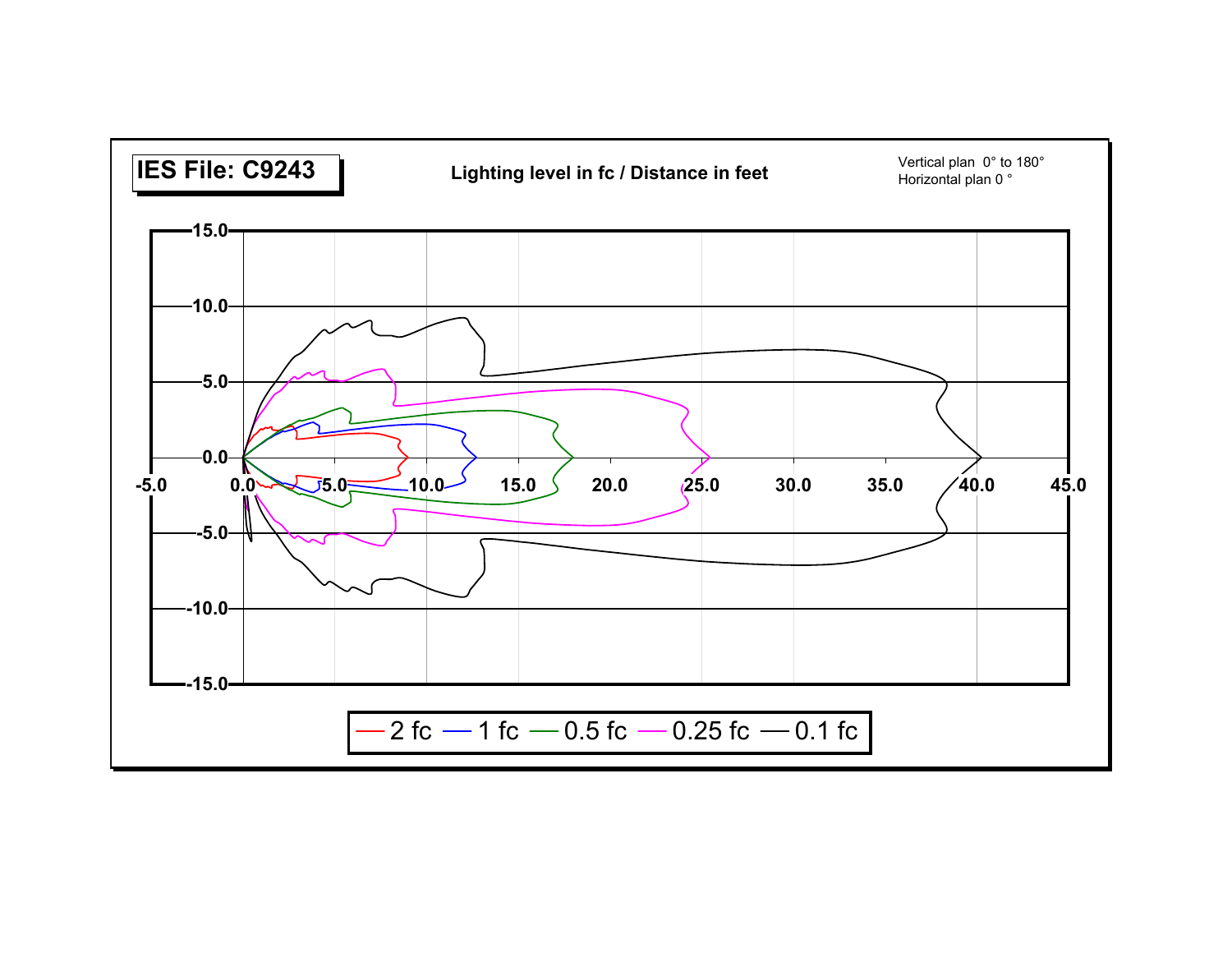IES File: C9243

Lighting level in fc / Distance in feet

Vertical plan 0° to 180°
Horizontal plan 0 °

15.0
10.0
5.0
0.0
-5.0
-10.0
-15.0

-5.0
0.0
5.0
10.0
15.0
20.0
25.0
30.0
35.0
40.0
45.0

2 fc
1 fc
0.5 fc
0.25 fc
0.1 fc